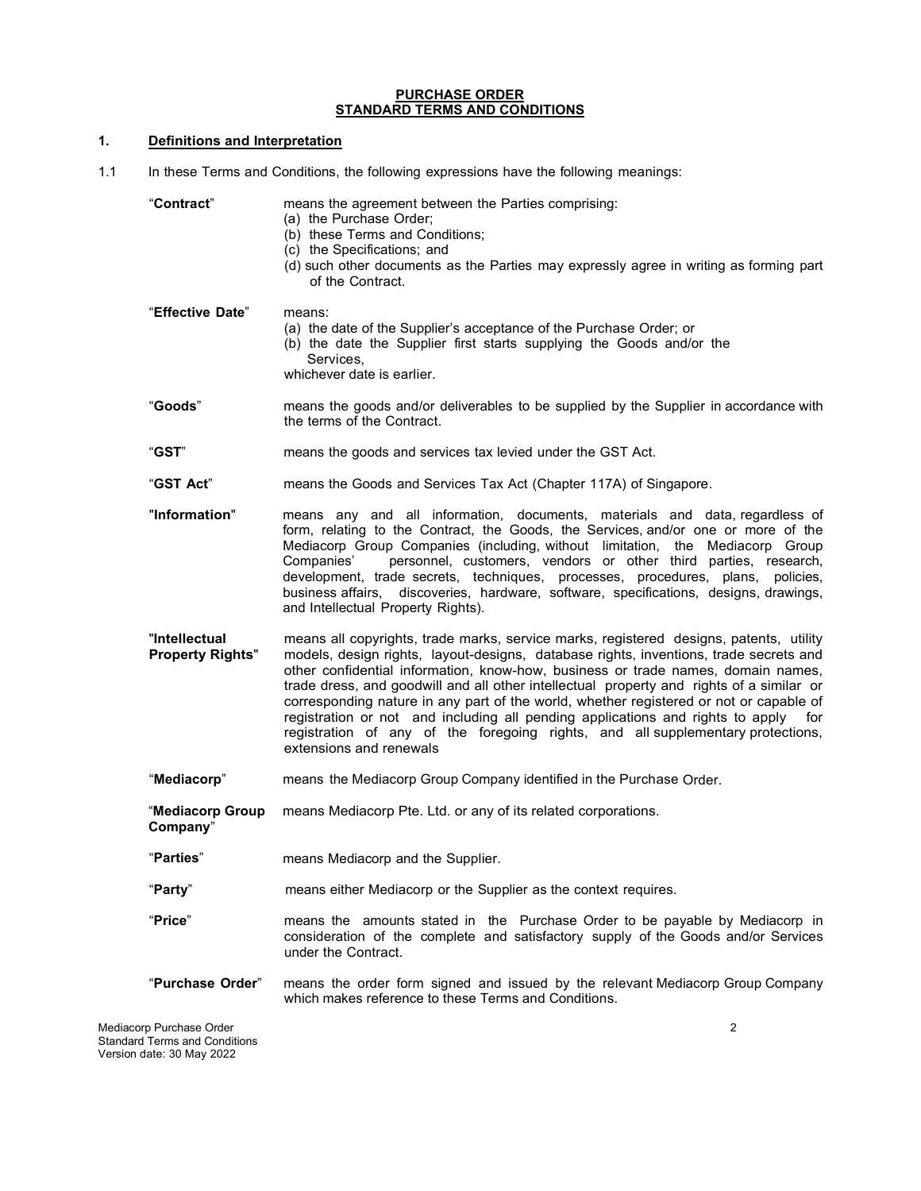# PURCHASE ORDER
# STANDARD TERMS AND CONDITIONS

## 1. Definitions and Interpretation

1.1 In these Terms and Conditions, the following expressions have the following meanings:

| | |
|---|---|
| "**Contract**" | means the agreement between the Parties comprising:<br>(a) the Purchase Order;<br>(b) these Terms and Conditions;<br>(c) the Specifications; and<br>(d) such other documents as the Parties may expressly agree in writing as forming part of the Contract. |
| "**Effective Date**" | means:<br>(a) the date of the Supplier's acceptance of the Purchase Order; or<br>(b) the date the Supplier first starts supplying the Goods and/or the Services,<br>whichever date is earlier. |
| "**Goods**" | means the goods and/or deliverables to be supplied by the Supplier in accordance with the terms of the Contract. |
| "**GST**" | means the goods and services tax levied under the GST Act. |
| "**GST Act**" | means the Goods and Services Tax Act (Chapter 117A) of Singapore. |
| "**Information**" | means any and all information, documents, materials and data, regardless of form, relating to the Contract, the Goods, the Services, and/or one or more of the Mediacorp Group Companies (including, without limitation, the Mediacorp Group Companies' personnel, customers, vendors or other third parties, research, development, trade secrets, techniques, processes, procedures, plans, policies, business affairs, discoveries, hardware, software, specifications, designs, drawings, and Intellectual Property Rights). |
| "**Intellectual Property Rights**" | means all copyrights, trade marks, service marks, registered designs, patents, utility models, design rights, layout-designs, database rights, inventions, trade secrets and other confidential information, know-how, business or trade names, domain names, trade dress, and goodwill and all other intellectual property and rights of a similar or corresponding nature in any part of the world, whether registered or not or capable of registration or not and including all pending applications and rights to apply for registration of any of the foregoing rights, and all supplementary protections, extensions and renewals |
| "**Mediacorp**" | means the Mediacorp Group Company identified in the Purchase Order. |
| "**Mediacorp Group Company**" | means Mediacorp Pte. Ltd. or any of its related corporations. |
| "**Parties**" | means Mediacorp and the Supplier. |
| "**Party**" | means either Mediacorp or the Supplier as the context requires. |
| "**Price**" | means the amounts stated in the Purchase Order to be payable by Mediacorp in consideration of the complete and satisfactory supply of the Goods and/or Services under the Contract. |
| "**Purchase Order**" | means the order form signed and issued by the relevant Mediacorp Group Company which makes reference to these Terms and Conditions. |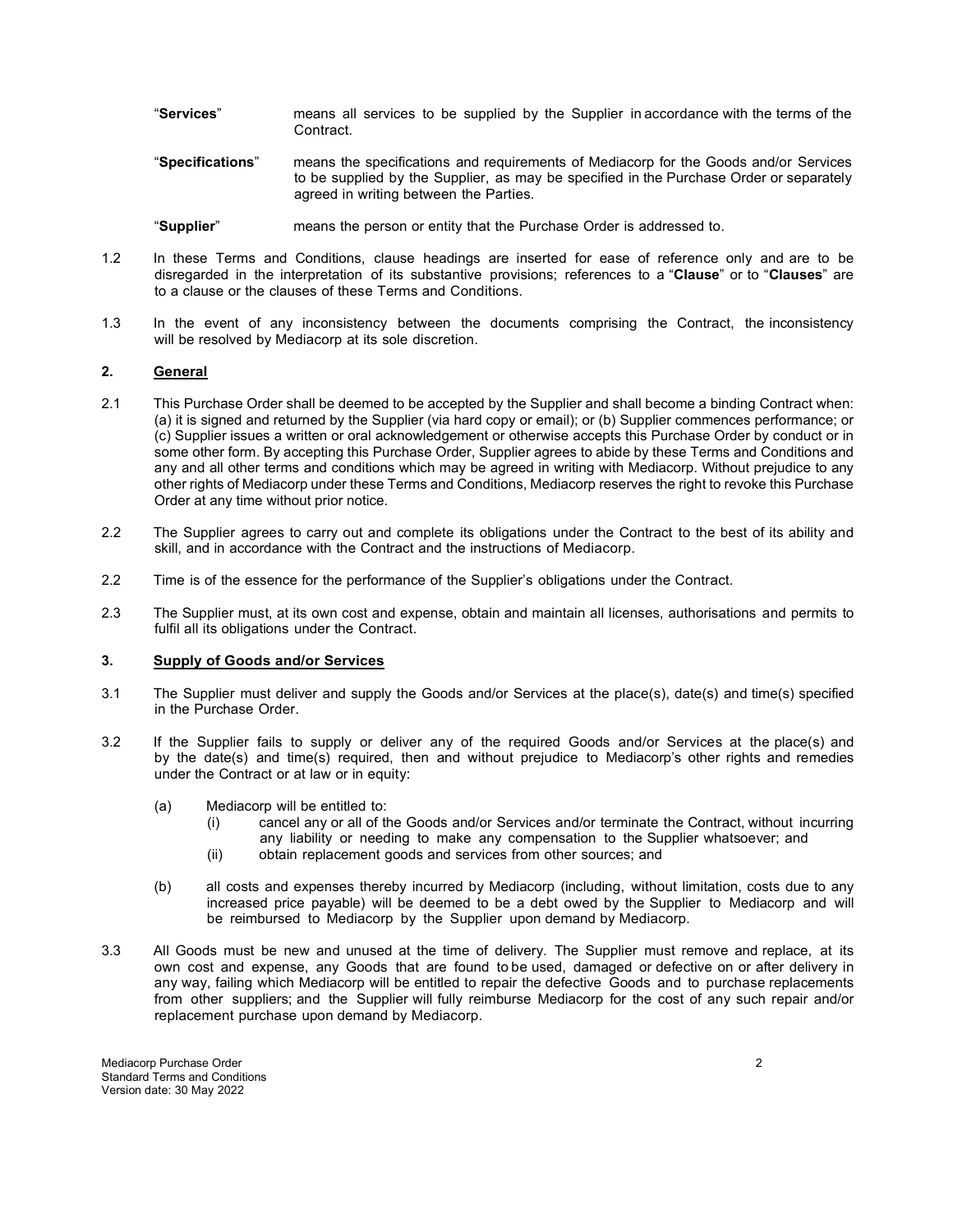"**Services**" means all services to be supplied by the Supplier in accordance with the terms of the Contract.

"**Specifications**" means the specifications and requirements of Mediacorp for the Goods and/or Services to be supplied by the Supplier, as may be specified in the Purchase Order or separately agreed in writing between the Parties.

"**Supplier**" means the person or entity that the Purchase Order is addressed to.

1.2 In these Terms and Conditions, clause headings are inserted for ease of reference only and are to be disregarded in the interpretation of its substantive provisions; references to a "**Clause**" or to "**Clauses**" are to a clause or the clauses of these Terms and Conditions.

1.3 In the event of any inconsistency between the documents comprising the Contract, the inconsistency will be resolved by Mediacorp at its sole discretion.

## 2. General

2.1 This Purchase Order shall be deemed to be accepted by the Supplier and shall become a binding Contract when: (a) it is signed and returned by the Supplier (via hard copy or email); or (b) Supplier commences performance; or (c) Supplier issues a written or oral acknowledgement or otherwise accepts this Purchase Order by conduct or in some other form. By accepting this Purchase Order, Supplier agrees to abide by these Terms and Conditions and any and all other terms and conditions which may be agreed in writing with Mediacorp. Without prejudice to any other rights of Mediacorp under these Terms and Conditions, Mediacorp reserves the right to revoke this Purchase Order at any time without prior notice.

2.2 The Supplier agrees to carry out and complete its obligations under the Contract to the best of its ability and skill, and in accordance with the Contract and the instructions of Mediacorp.

2.2 Time is of the essence for the performance of the Supplier's obligations under the Contract.

2.3 The Supplier must, at its own cost and expense, obtain and maintain all licenses, authorisations and permits to fulfil all its obligations under the Contract.

## 3. Supply of Goods and/or Services

3.1 The Supplier must deliver and supply the Goods and/or Services at the place(s), date(s) and time(s) specified in the Purchase Order.

3.2 If the Supplier fails to supply or deliver any of the required Goods and/or Services at the place(s) and by the date(s) and time(s) required, then and without prejudice to Mediacorp's other rights and remedies under the Contract or at law or in equity:

(a) Mediacorp will be entitled to:

(i) cancel any or all of the Goods and/or Services and/or terminate the Contract, without incurring any liability or needing to make any compensation to the Supplier whatsoever; and

(ii) obtain replacement goods and services from other sources; and

(b) all costs and expenses thereby incurred by Mediacorp (including, without limitation, costs due to any increased price payable) will be deemed to be a debt owed by the Supplier to Mediacorp and will be reimbursed to Mediacorp by the Supplier upon demand by Mediacorp.

3.3 All Goods must be new and unused at the time of delivery. The Supplier must remove and replace, at its own cost and expense, any Goods that are found to be used, damaged or defective on or after delivery in any way, failing which Mediacorp will be entitled to repair the defective Goods and to purchase replacements from other suppliers; and the Supplier will fully reimburse Mediacorp for the cost of any such repair and/or replacement purchase upon demand by Mediacorp.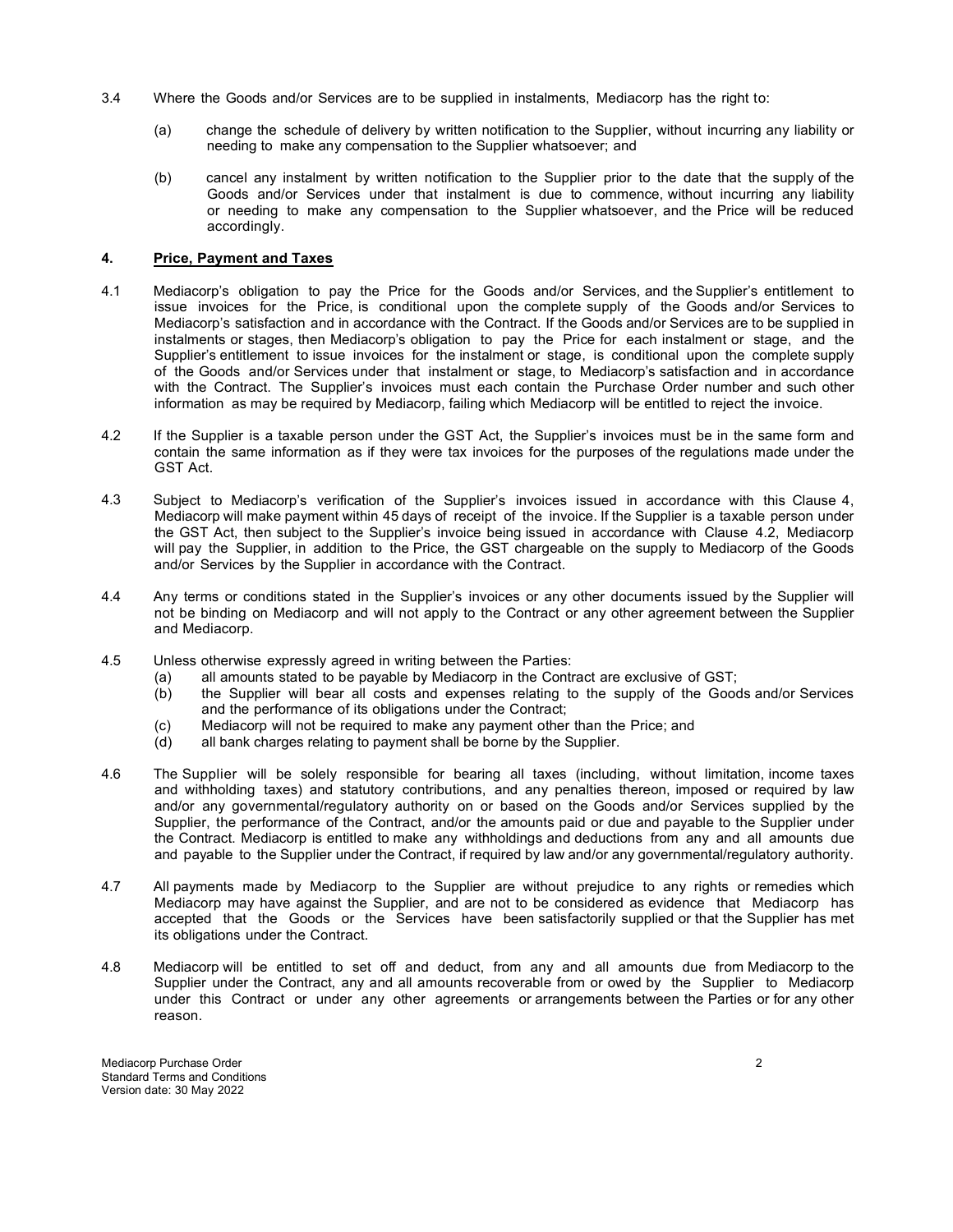3.4 Where the Goods and/or Services are to be supplied in instalments, Mediacorp has the right to:

(a) change the schedule of delivery by written notification to the Supplier, without incurring any liability or needing to make any compensation to the Supplier whatsoever; and

(b) cancel any instalment by written notification to the Supplier prior to the date that the supply of the Goods and/or Services under that instalment is due to commence, without incurring any liability or needing to make any compensation to the Supplier whatsoever, and the Price will be reduced accordingly.

## 4. Price, Payment and Taxes

4.1 Mediacorp's obligation to pay the Price for the Goods and/or Services, and the Supplier's entitlement to issue invoices for the Price, is conditional upon the complete supply of the Goods and/or Services to Mediacorp's satisfaction and in accordance with the Contract. If the Goods and/or Services are to be supplied in instalments or stages, then Mediacorp's obligation to pay the Price for each instalment or stage, and the Supplier's entitlement to issue invoices for the instalment or stage, is conditional upon the complete supply of the Goods and/or Services under that instalment or stage, to Mediacorp's satisfaction and in accordance with the Contract. The Supplier's invoices must each contain the Purchase Order number and such other information as may be required by Mediacorp, failing which Mediacorp will be entitled to reject the invoice.

4.2 If the Supplier is a taxable person under the GST Act, the Supplier's invoices must be in the same form and contain the same information as if they were tax invoices for the purposes of the regulations made under the GST Act.

4.3 Subject to Mediacorp's verification of the Supplier's invoices issued in accordance with this Clause 4, Mediacorp will make payment within 45 days of receipt of the invoice. If the Supplier is a taxable person under the GST Act, then subject to the Supplier's invoice being issued in accordance with Clause 4.2, Mediacorp will pay the Supplier, in addition to the Price, the GST chargeable on the supply to Mediacorp of the Goods and/or Services by the Supplier in accordance with the Contract.

4.4 Any terms or conditions stated in the Supplier's invoices or any other documents issued by the Supplier will not be binding on Mediacorp and will not apply to the Contract or any other agreement between the Supplier and Mediacorp.

4.5 Unless otherwise expressly agreed in writing between the Parties:

(a) all amounts stated to be payable by Mediacorp in the Contract are exclusive of GST;
(b) the Supplier will bear all costs and expenses relating to the supply of the Goods and/or Services and the performance of its obligations under the Contract;
(c) Mediacorp will not be required to make any payment other than the Price; and
(d) all bank charges relating to payment shall be borne by the Supplier.

4.6 The Supplier will be solely responsible for bearing all taxes (including, without limitation, income taxes and withholding taxes) and statutory contributions, and any penalties thereon, imposed or required by law and/or any governmental/regulatory authority on or based on the Goods and/or Services supplied by the Supplier, the performance of the Contract, and/or the amounts paid or due and payable to the Supplier under the Contract. Mediacorp is entitled to make any withholdings and deductions from any and all amounts due and payable to the Supplier under the Contract, if required by law and/or any governmental/regulatory authority.

4.7 All payments made by Mediacorp to the Supplier are without prejudice to any rights or remedies which Mediacorp may have against the Supplier, and are not to be considered as evidence that Mediacorp has accepted that the Goods or the Services have been satisfactorily supplied or that the Supplier has met its obligations under the Contract.

4.8 Mediacorp will be entitled to set off and deduct, from any and all amounts due from Mediacorp to the Supplier under the Contract, any and all amounts recoverable from or owed by the Supplier to Mediacorp under this Contract or under any other agreements or arrangements between the Parties or for any other reason.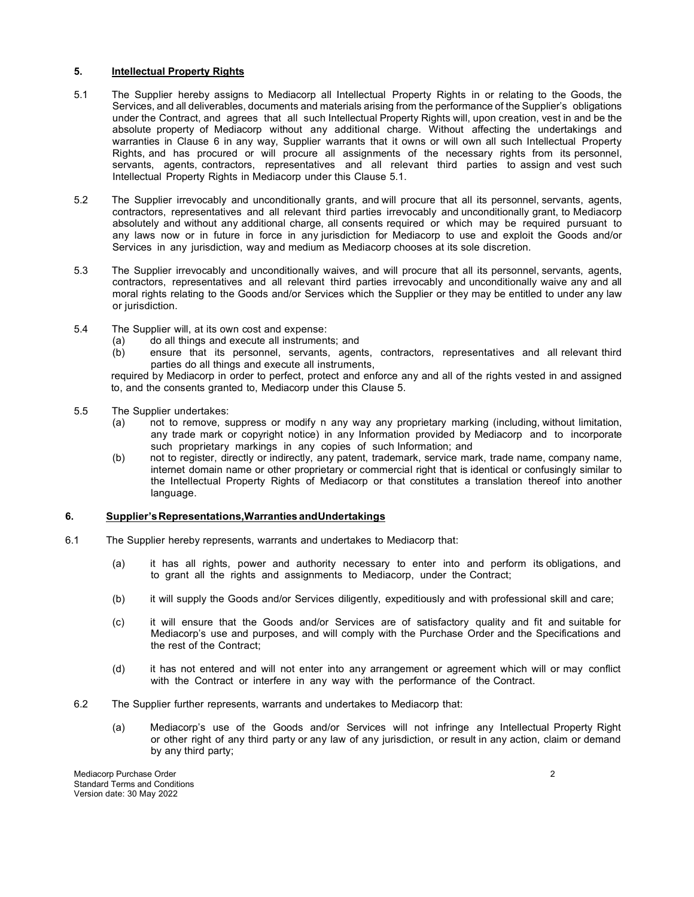## 5. Intellectual Property Rights

5.1 The Supplier hereby assigns to Mediacorp all Intellectual Property Rights in or relating to the Goods, the Services, and all deliverables, documents and materials arising from the performance of the Supplier's obligations under the Contract, and agrees that all such Intellectual Property Rights will, upon creation, vest in and be the absolute property of Mediacorp without any additional charge. Without affecting the undertakings and warranties in Clause 6 in any way, Supplier warrants that it owns or will own all such Intellectual Property Rights, and has procured or will procure all assignments of the necessary rights from its personnel, servants, agents, contractors, representatives and all relevant third parties to assign and vest such Intellectual Property Rights in Mediacorp under this Clause 5.1.

5.2 The Supplier irrevocably and unconditionally grants, and will procure that all its personnel, servants, agents, contractors, representatives and all relevant third parties irrevocably and unconditionally grant, to Mediacorp absolutely and without any additional charge, all consents required or which may be required pursuant to any laws now or in future in force in any jurisdiction for Mediacorp to use and exploit the Goods and/or Services in any jurisdiction, way and medium as Mediacorp chooses at its sole discretion.

5.3 The Supplier irrevocably and unconditionally waives, and will procure that all its personnel, servants, agents, contractors, representatives and all relevant third parties irrevocably and unconditionally waive any and all moral rights relating to the Goods and/or Services which the Supplier or they may be entitled to under any law or jurisdiction.

5.4 The Supplier will, at its own cost and expense:

(a) do all things and execute all instruments; and

(b) ensure that its personnel, servants, agents, contractors, representatives and all relevant third parties do all things and execute all instruments,

required by Mediacorp in order to perfect, protect and enforce any and all of the rights vested in and assigned to, and the consents granted to, Mediacorp under this Clause 5.

5.5 The Supplier undertakes:

(a) not to remove, suppress or modify n any way any proprietary marking (including, without limitation, any trade mark or copyright notice) in any Information provided by Mediacorp and to incorporate such proprietary markings in any copies of such Information; and

(b) not to register, directly or indirectly, any patent, trademark, service mark, trade name, company name, internet domain name or other proprietary or commercial right that is identical or confusingly similar to the Intellectual Property Rights of Mediacorp or that constitutes a translation thereof into another language.

## 6. Supplier's Representations, Warranties and Undertakings

6.1 The Supplier hereby represents, warrants and undertakes to Mediacorp that:

(a) it has all rights, power and authority necessary to enter into and perform its obligations, and to grant all the rights and assignments to Mediacorp, under the Contract;

(b) it will supply the Goods and/or Services diligently, expeditiously and with professional skill and care;

(c) it will ensure that the Goods and/or Services are of satisfactory quality and fit and suitable for Mediacorp's use and purposes, and will comply with the Purchase Order and the Specifications and the rest of the Contract;

(d) it has not entered and will not enter into any arrangement or agreement which will or may conflict with the Contract or interfere in any way with the performance of the Contract.

6.2 The Supplier further represents, warrants and undertakes to Mediacorp that:

(a) Mediacorp's use of the Goods and/or Services will not infringe any Intellectual Property Right or other right of any third party or any law of any jurisdiction, or result in any action, claim or demand by any third party;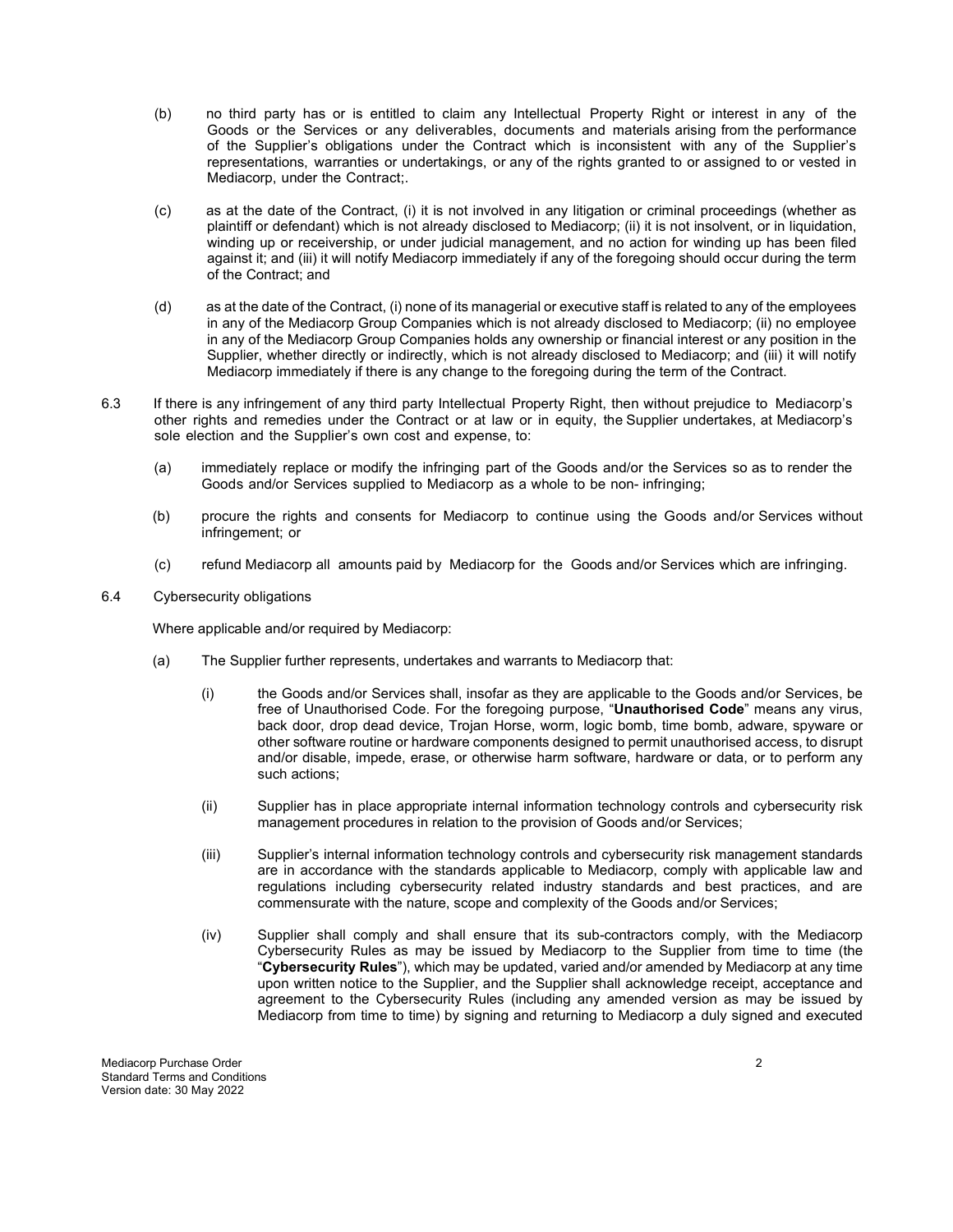(b) no third party has or is entitled to claim any Intellectual Property Right or interest in any of the Goods or the Services or any deliverables, documents and materials arising from the performance of the Supplier's obligations under the Contract which is inconsistent with any of the Supplier's representations, warranties or undertakings, or any of the rights granted to or assigned to or vested in Mediacorp, under the Contract;.

(c) as at the date of the Contract, (i) it is not involved in any litigation or criminal proceedings (whether as plaintiff or defendant) which is not already disclosed to Mediacorp; (ii) it is not insolvent, or in liquidation, winding up or receivership, or under judicial management, and no action for winding up has been filed against it; and (iii) it will notify Mediacorp immediately if any of the foregoing should occur during the term of the Contract; and

(d) as at the date of the Contract, (i) none of its managerial or executive staff is related to any of the employees in any of the Mediacorp Group Companies which is not already disclosed to Mediacorp; (ii) no employee in any of the Mediacorp Group Companies holds any ownership or financial interest or any position in the Supplier, whether directly or indirectly, which is not already disclosed to Mediacorp; and (iii) it will notify Mediacorp immediately if there is any change to the foregoing during the term of the Contract.

6.3 If there is any infringement of any third party Intellectual Property Right, then without prejudice to Mediacorp's other rights and remedies under the Contract or at law or in equity, the Supplier undertakes, at Mediacorp's sole election and the Supplier's own cost and expense, to:

(a) immediately replace or modify the infringing part of the Goods and/or the Services so as to render the Goods and/or Services supplied to Mediacorp as a whole to be non- infringing;

(b) procure the rights and consents for Mediacorp to continue using the Goods and/or Services without infringement; or

(c) refund Mediacorp all amounts paid by Mediacorp for the Goods and/or Services which are infringing.

6.4 Cybersecurity obligations

Where applicable and/or required by Mediacorp:

(a) The Supplier further represents, undertakes and warrants to Mediacorp that:

(i) the Goods and/or Services shall, insofar as they are applicable to the Goods and/or Services, be free of Unauthorised Code. For the foregoing purpose, "**Unauthorised Code**" means any virus, back door, drop dead device, Trojan Horse, worm, logic bomb, time bomb, adware, spyware or other software routine or hardware components designed to permit unauthorised access, to disrupt and/or disable, impede, erase, or otherwise harm software, hardware or data, or to perform any such actions;

(ii) Supplier has in place appropriate internal information technology controls and cybersecurity risk management procedures in relation to the provision of Goods and/or Services;

(iii) Supplier's internal information technology controls and cybersecurity risk management standards are in accordance with the standards applicable to Mediacorp, comply with applicable law and regulations including cybersecurity related industry standards and best practices, and are commensurate with the nature, scope and complexity of the Goods and/or Services;

(iv) Supplier shall comply and shall ensure that its sub-contractors comply, with the Mediacorp Cybersecurity Rules as may be issued by Mediacorp to the Supplier from time to time (the "**Cybersecurity Rules**"), which may be updated, varied and/or amended by Mediacorp at any time upon written notice to the Supplier, and the Supplier shall acknowledge receipt, acceptance and agreement to the Cybersecurity Rules (including any amended version as may be issued by Mediacorp from time to time) by signing and returning to Mediacorp a duly signed and executed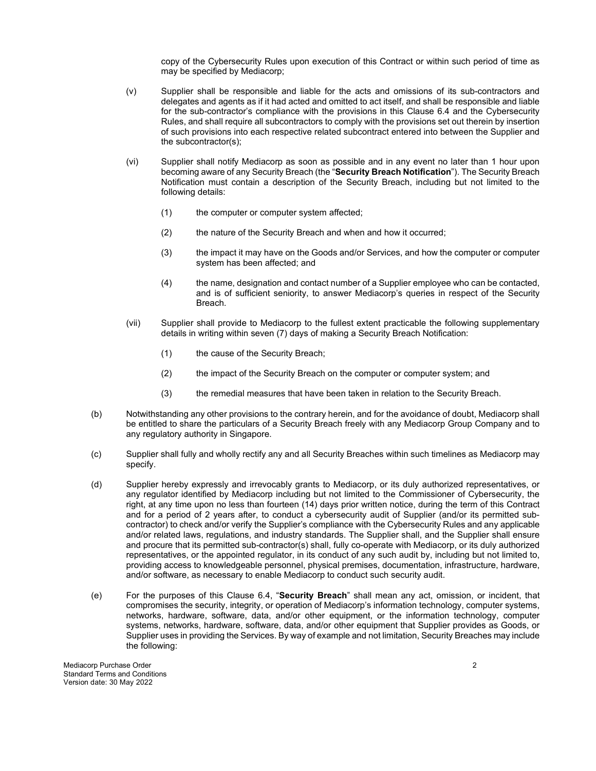copy of the Cybersecurity Rules upon execution of this Contract or within such period of time as may be specified by Mediacorp;

(v) Supplier shall be responsible and liable for the acts and omissions of its sub-contractors and delegates and agents as if it had acted and omitted to act itself, and shall be responsible and liable for the sub-contractor's compliance with the provisions in this Clause 6.4 and the Cybersecurity Rules, and shall require all subcontractors to comply with the provisions set out therein by insertion of such provisions into each respective related subcontract entered into between the Supplier and the subcontractor(s);

(vi) Supplier shall notify Mediacorp as soon as possible and in any event no later than 1 hour upon becoming aware of any Security Breach (the "**Security Breach Notification**"). The Security Breach Notification must contain a description of the Security Breach, including but not limited to the following details:

(1) the computer or computer system affected;

(2) the nature of the Security Breach and when and how it occurred;

(3) the impact it may have on the Goods and/or Services, and how the computer or computer system has been affected; and

(4) the name, designation and contact number of a Supplier employee who can be contacted, and is of sufficient seniority, to answer Mediacorp's queries in respect of the Security Breach.

(vii) Supplier shall provide to Mediacorp to the fullest extent practicable the following supplementary details in writing within seven (7) days of making a Security Breach Notification:

(1) the cause of the Security Breach;

(2) the impact of the Security Breach on the computer or computer system; and

(3) the remedial measures that have been taken in relation to the Security Breach.

(b) Notwithstanding any other provisions to the contrary herein, and for the avoidance of doubt, Mediacorp shall be entitled to share the particulars of a Security Breach freely with any Mediacorp Group Company and to any regulatory authority in Singapore.

(c) Supplier shall fully and wholly rectify any and all Security Breaches within such timelines as Mediacorp may specify.

(d) Supplier hereby expressly and irrevocably grants to Mediacorp, or its duly authorized representatives, or any regulator identified by Mediacorp including but not limited to the Commissioner of Cybersecurity, the right, at any time upon no less than fourteen (14) days prior written notice, during the term of this Contract and for a period of 2 years after, to conduct a cybersecurity audit of Supplier (and/or its permitted sub-contractor) to check and/or verify the Supplier's compliance with the Cybersecurity Rules and any applicable and/or related laws, regulations, and industry standards. The Supplier shall, and the Supplier shall ensure and procure that its permitted sub-contractor(s) shall, fully co-operate with Mediacorp, or its duly authorized representatives, or the appointed regulator, in its conduct of any such audit by, including but not limited to, providing access to knowledgeable personnel, physical premises, documentation, infrastructure, hardware, and/or software, as necessary to enable Mediacorp to conduct such security audit.

(e) For the purposes of this Clause 6.4, "**Security Breach**" shall mean any act, omission, or incident, that compromises the security, integrity, or operation of Mediacorp's information technology, computer systems, networks, hardware, software, data, and/or other equipment, or the information technology, computer systems, networks, hardware, software, data, and/or other equipment that Supplier provides as Goods, or Supplier uses in providing the Services. By way of example and not limitation, Security Breaches may include the following: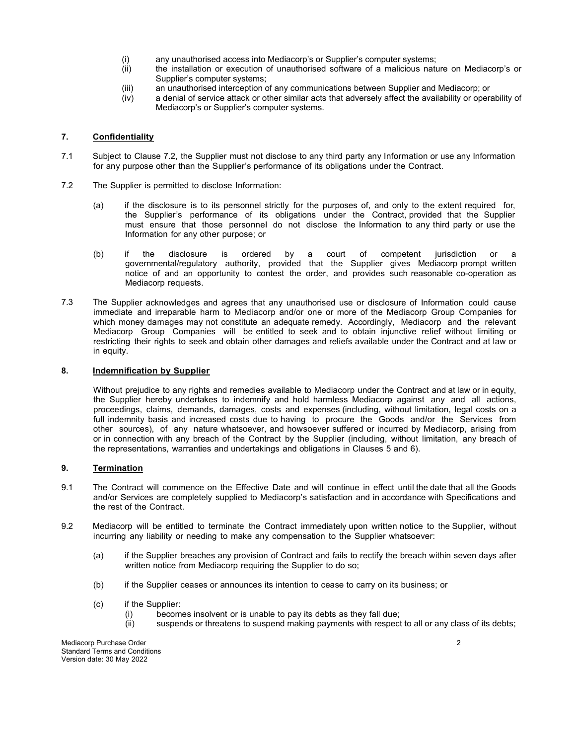(i) any unauthorised access into Mediacorp's or Supplier's computer systems;
(ii) the installation or execution of unauthorised software of a malicious nature on Mediacorp's or Supplier's computer systems;
(iii) an unauthorised interception of any communications between Supplier and Mediacorp; or
(iv) a denial of service attack or other similar acts that adversely affect the availability or operability of Mediacorp's or Supplier's computer systems.

## 7. Confidentiality

7.1 Subject to Clause 7.2, the Supplier must not disclose to any third party any Information or use any Information for any purpose other than the Supplier's performance of its obligations under the Contract.

7.2 The Supplier is permitted to disclose Information:

(a) if the disclosure is to its personnel strictly for the purposes of, and only to the extent required for, the Supplier's performance of its obligations under the Contract, provided that the Supplier must ensure that those personnel do not disclose the Information to any third party or use the Information for any other purpose; or

(b) if the disclosure is ordered by a court of competent jurisdiction or a governmental/regulatory authority, provided that the Supplier gives Mediacorp prompt written notice of and an opportunity to contest the order, and provides such reasonable co-operation as Mediacorp requests.

7.3 The Supplier acknowledges and agrees that any unauthorised use or disclosure of Information could cause immediate and irreparable harm to Mediacorp and/or one or more of the Mediacorp Group Companies for which money damages may not constitute an adequate remedy. Accordingly, Mediacorp and the relevant Mediacorp Group Companies will be entitled to seek and to obtain injunctive relief without limiting or restricting their rights to seek and obtain other damages and reliefs available under the Contract and at law or in equity.

## 8. Indemnification by Supplier

Without prejudice to any rights and remedies available to Mediacorp under the Contract and at law or in equity, the Supplier hereby undertakes to indemnify and hold harmless Mediacorp against any and all actions, proceedings, claims, demands, damages, costs and expenses (including, without limitation, legal costs on a full indemnity basis and increased costs due to having to procure the Goods and/or the Services from other sources), of any nature whatsoever, and howsoever suffered or incurred by Mediacorp, arising from or in connection with any breach of the Contract by the Supplier (including, without limitation, any breach of the representations, warranties and undertakings and obligations in Clauses 5 and 6).

## 9. Termination

9.1 The Contract will commence on the Effective Date and will continue in effect until the date that all the Goods and/or Services are completely supplied to Mediacorp's satisfaction and in accordance with Specifications and the rest of the Contract.

9.2 Mediacorp will be entitled to terminate the Contract immediately upon written notice to the Supplier, without incurring any liability or needing to make any compensation to the Supplier whatsoever:

(a) if the Supplier breaches any provision of Contract and fails to rectify the breach within seven days after written notice from Mediacorp requiring the Supplier to do so;

(b) if the Supplier ceases or announces its intention to cease to carry on its business; or

(c) if the Supplier:
   (i) becomes insolvent or is unable to pay its debts as they fall due;
   (ii) suspends or threatens to suspend making payments with respect to all or any class of its debts;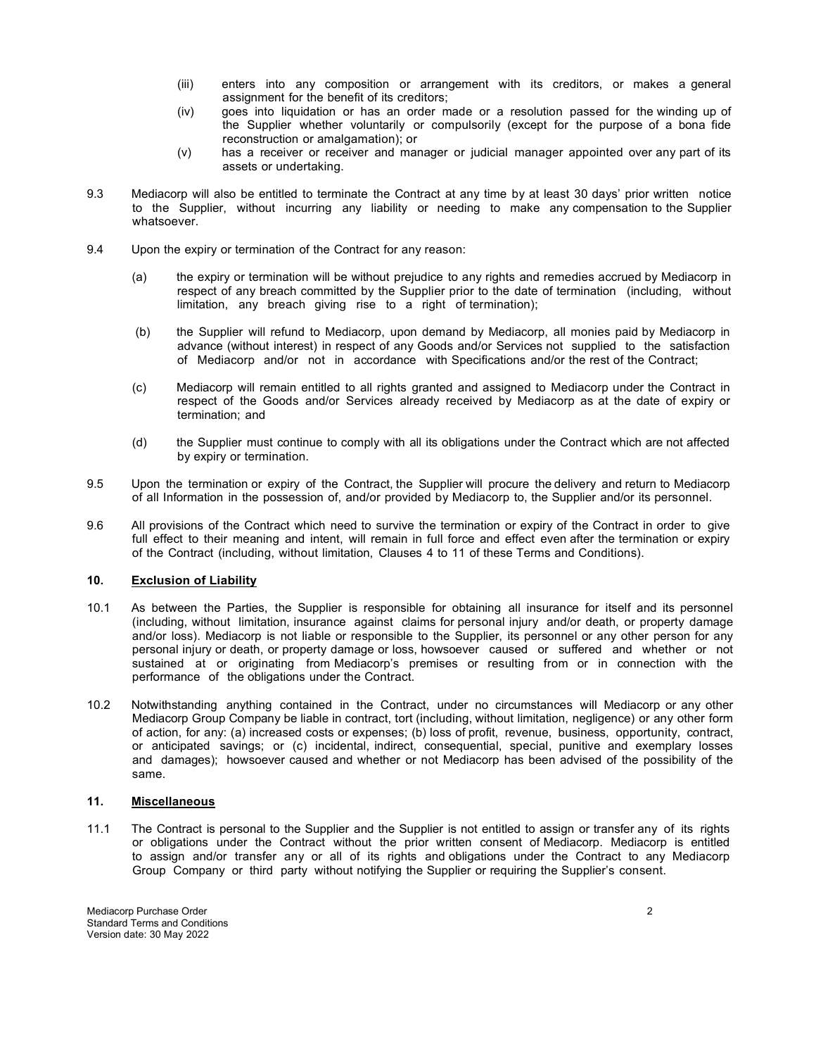(iii) enters into any composition or arrangement with its creditors, or makes a general assignment for the benefit of its creditors;

(iv) goes into liquidation or has an order made or a resolution passed for the winding up of the Supplier whether voluntarily or compulsorily (except for the purpose of a bona fide reconstruction or amalgamation); or

(v) has a receiver or receiver and manager or judicial manager appointed over any part of its assets or undertaking.

9.3 Mediacorp will also be entitled to terminate the Contract at any time by at least 30 days' prior written notice to the Supplier, without incurring any liability or needing to make any compensation to the Supplier whatsoever.

9.4 Upon the expiry or termination of the Contract for any reason:

(a) the expiry or termination will be without prejudice to any rights and remedies accrued by Mediacorp in respect of any breach committed by the Supplier prior to the date of termination (including, without limitation, any breach giving rise to a right of termination);

(b) the Supplier will refund to Mediacorp, upon demand by Mediacorp, all monies paid by Mediacorp in advance (without interest) in respect of any Goods and/or Services not supplied to the satisfaction of Mediacorp and/or not in accordance with Specifications and/or the rest of the Contract;

(c) Mediacorp will remain entitled to all rights granted and assigned to Mediacorp under the Contract in respect of the Goods and/or Services already received by Mediacorp as at the date of expiry or termination; and

(d) the Supplier must continue to comply with all its obligations under the Contract which are not affected by expiry or termination.

9.5 Upon the termination or expiry of the Contract, the Supplier will procure the delivery and return to Mediacorp of all Information in the possession of, and/or provided by Mediacorp to, the Supplier and/or its personnel.

9.6 All provisions of the Contract which need to survive the termination or expiry of the Contract in order to give full effect to their meaning and intent, will remain in full force and effect even after the termination or expiry of the Contract (including, without limitation, Clauses 4 to 11 of these Terms and Conditions).

## 10. <u>Exclusion of Liability</u>

10.1 As between the Parties, the Supplier is responsible for obtaining all insurance for itself and its personnel (including, without limitation, insurance against claims for personal injury and/or death, or property damage and/or loss). Mediacorp is not liable or responsible to the Supplier, its personnel or any other person for any personal injury or death, or property damage or loss, howsoever caused or suffered and whether or not sustained at or originating from Mediacorp's premises or resulting from or in connection with the performance of the obligations under the Contract.

10.2 Notwithstanding anything contained in the Contract, under no circumstances will Mediacorp or any other Mediacorp Group Company be liable in contract, tort (including, without limitation, negligence) or any other form of action, for any: (a) increased costs or expenses; (b) loss of profit, revenue, business, opportunity, contract, or anticipated savings; or (c) incidental, indirect, consequential, special, punitive and exemplary losses and damages); howsoever caused and whether or not Mediacorp has been advised of the possibility of the same.

## 11. <u>Miscellaneous</u>

11.1 The Contract is personal to the Supplier and the Supplier is not entitled to assign or transfer any of its rights or obligations under the Contract without the prior written consent of Mediacorp. Mediacorp is entitled to assign and/or transfer any or all of its rights and obligations under the Contract to any Mediacorp Group Company or third party without notifying the Supplier or requiring the Supplier's consent.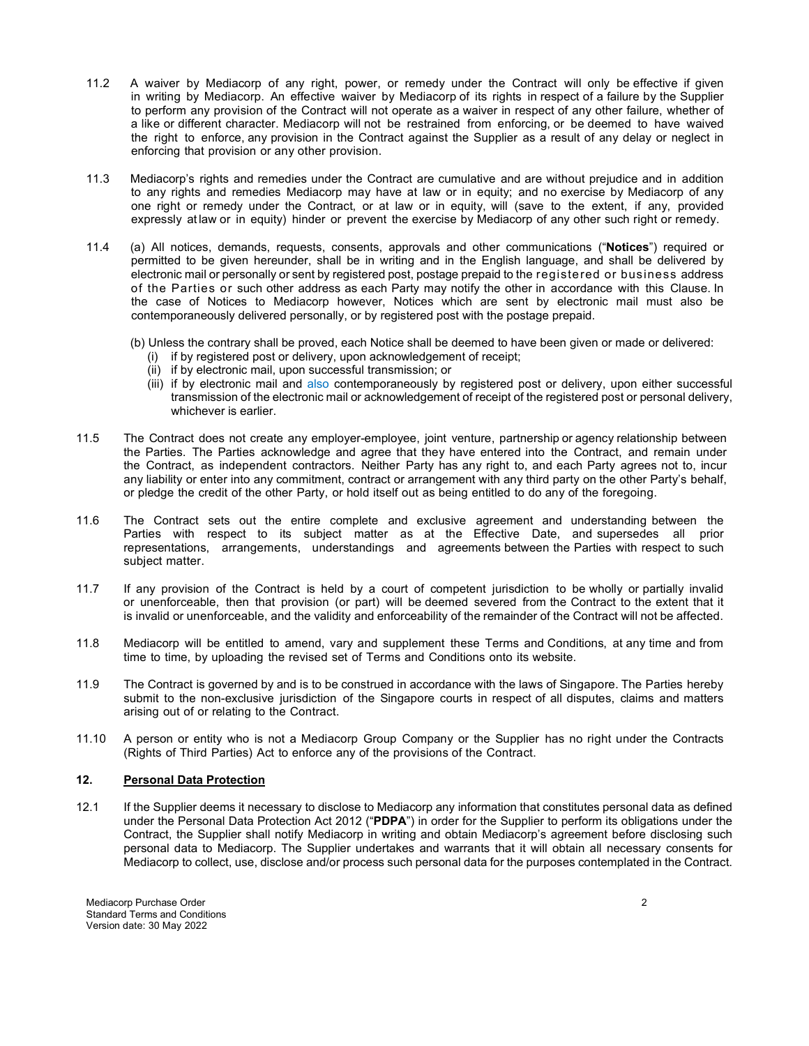11.2 A waiver by Mediacorp of any right, power, or remedy under the Contract will only be effective if given in writing by Mediacorp. An effective waiver by Mediacorp of its rights in respect of a failure by the Supplier to perform any provision of the Contract will not operate as a waiver in respect of any other failure, whether of a like or different character. Mediacorp will not be restrained from enforcing, or be deemed to have waived the right to enforce, any provision in the Contract against the Supplier as a result of any delay or neglect in enforcing that provision or any other provision.

11.3 Mediacorp's rights and remedies under the Contract are cumulative and are without prejudice and in addition to any rights and remedies Mediacorp may have at law or in equity; and no exercise by Mediacorp of any one right or remedy under the Contract, or at law or in equity, will (save to the extent, if any, provided expressly at law or in equity) hinder or prevent the exercise by Mediacorp of any other such right or remedy.

11.4 (a) All notices, demands, requests, consents, approvals and other communications ("**Notices**") required or permitted to be given hereunder, shall be in writing and in the English language, and shall be delivered by electronic mail or personally or sent by registered post, postage prepaid to the registered or business address of the Parties or such other address as each Party may notify the other in accordance with this Clause. In the case of Notices to Mediacorp however, Notices which are sent by electronic mail must also be contemporaneously delivered personally, or by registered post with the postage prepaid.

(b) Unless the contrary shall be proved, each Notice shall be deemed to have been given or made or delivered:
  (i) if by registered post or delivery, upon acknowledgement of receipt;
  (ii) if by electronic mail, upon successful transmission; or
  (iii) if by electronic mail and also contemporaneously by registered post or delivery, upon either successful transmission of the electronic mail or acknowledgement of receipt of the registered post or personal delivery, whichever is earlier.

11.5 The Contract does not create any employer-employee, joint venture, partnership or agency relationship between the Parties. The Parties acknowledge and agree that they have entered into the Contract, and remain under the Contract, as independent contractors. Neither Party has any right to, and each Party agrees not to, incur any liability or enter into any commitment, contract or arrangement with any third party on the other Party's behalf, or pledge the credit of the other Party, or hold itself out as being entitled to do any of the foregoing.

11.6 The Contract sets out the entire complete and exclusive agreement and understanding between the Parties with respect to its subject matter as at the Effective Date, and supersedes all prior representations, arrangements, understandings and agreements between the Parties with respect to such subject matter.

11.7 If any provision of the Contract is held by a court of competent jurisdiction to be wholly or partially invalid or unenforceable, then that provision (or part) will be deemed severed from the Contract to the extent that it is invalid or unenforceable, and the validity and enforceability of the remainder of the Contract will not be affected.

11.8 Mediacorp will be entitled to amend, vary and supplement these Terms and Conditions, at any time and from time to time, by uploading the revised set of Terms and Conditions onto its website.

11.9 The Contract is governed by and is to be construed in accordance with the laws of Singapore. The Parties hereby submit to the non-exclusive jurisdiction of the Singapore courts in respect of all disputes, claims and matters arising out of or relating to the Contract.

11.10 A person or entity who is not a Mediacorp Group Company or the Supplier has no right under the Contracts (Rights of Third Parties) Act to enforce any of the provisions of the Contract.

## 12. Personal Data Protection

12.1 If the Supplier deems it necessary to disclose to Mediacorp any information that constitutes personal data as defined under the Personal Data Protection Act 2012 ("**PDPA**") in order for the Supplier to perform its obligations under the Contract, the Supplier shall notify Mediacorp in writing and obtain Mediacorp's agreement before disclosing such personal data to Mediacorp. The Supplier undertakes and warrants that it will obtain all necessary consents for Mediacorp to collect, use, disclose and/or process such personal data for the purposes contemplated in the Contract.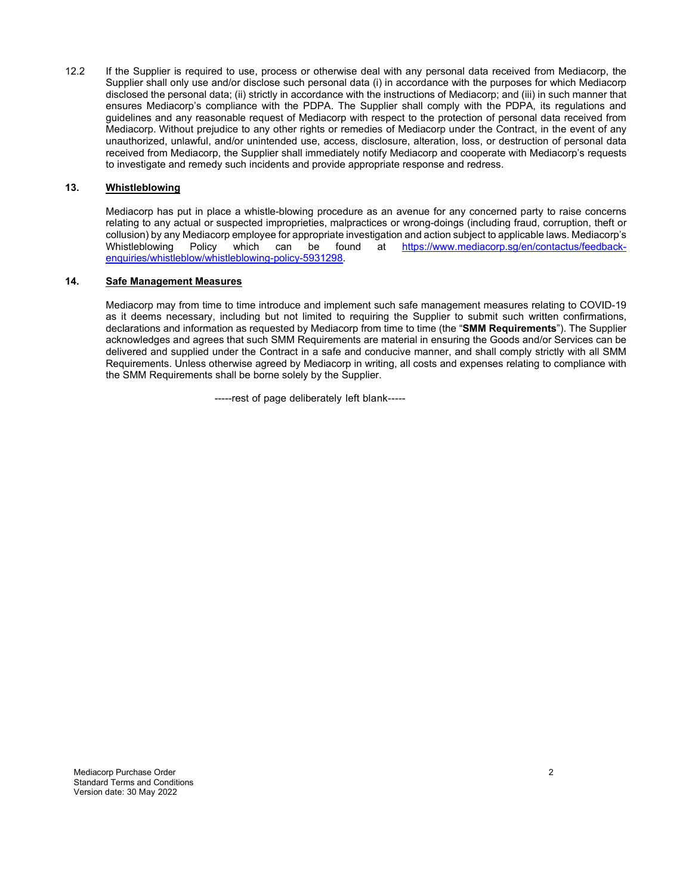12.2 If the Supplier is required to use, process or otherwise deal with any personal data received from Mediacorp, the Supplier shall only use and/or disclose such personal data (i) in accordance with the purposes for which Mediacorp disclosed the personal data; (ii) strictly in accordance with the instructions of Mediacorp; and (iii) in such manner that ensures Mediacorp's compliance with the PDPA. The Supplier shall comply with the PDPA, its regulations and guidelines and any reasonable request of Mediacorp with respect to the protection of personal data received from Mediacorp. Without prejudice to any other rights or remedies of Mediacorp under the Contract, in the event of any unauthorized, unlawful, and/or unintended use, access, disclosure, alteration, loss, or destruction of personal data received from Mediacorp, the Supplier shall immediately notify Mediacorp and cooperate with Mediacorp's requests to investigate and remedy such incidents and provide appropriate response and redress.

## 13. Whistleblowing

Mediacorp has put in place a whistle-blowing procedure as an avenue for any concerned party to raise concerns relating to any actual or suspected improprieties, malpractices or wrong-doings (including fraud, corruption, theft or collusion) by any Mediacorp employee for appropriate investigation and action subject to applicable laws. Mediacorp's Whistleblowing Policy which can be found at https://www.mediacorp.sg/en/contactus/feedback-enquiries/whistleblow/whistleblowing-policy-5931298.

## 14. Safe Management Measures

Mediacorp may from time to time introduce and implement such safe management measures relating to COVID-19 as it deems necessary, including but not limited to requiring the Supplier to submit such written confirmations, declarations and information as requested by Mediacorp from time to time (the "**SMM Requirements**"). The Supplier acknowledges and agrees that such SMM Requirements are material in ensuring the Goods and/or Services can be delivered and supplied under the Contract in a safe and conducive manner, and shall comply strictly with all SMM Requirements. Unless otherwise agreed by Mediacorp in writing, all costs and expenses relating to compliance with the SMM Requirements shall be borne solely by the Supplier.

-----rest of page deliberately left blank-----